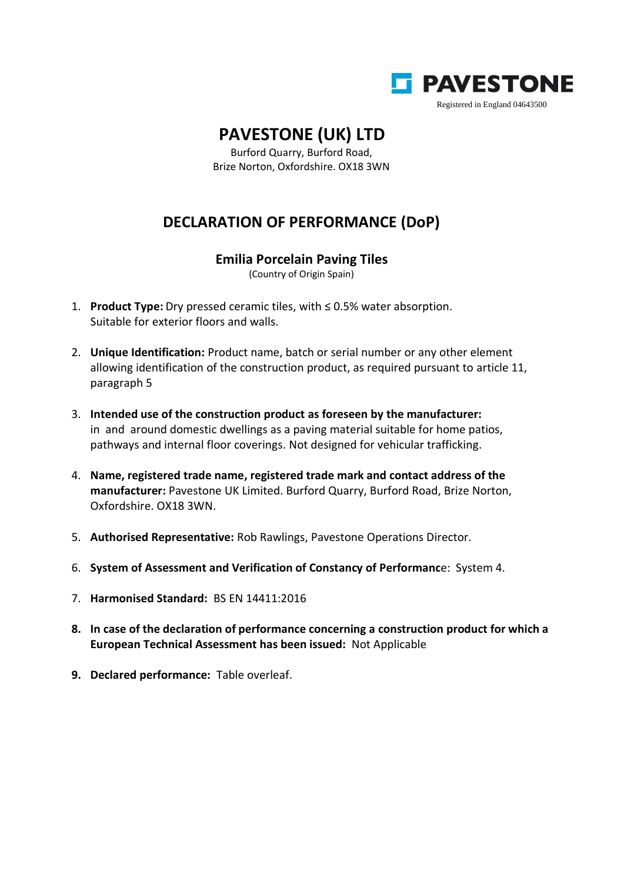**PAVESTONE**

Registered in England 04643500

# PAVESTONE (UK) LTD

Burford Quarry, Burford Road,
Brize Norton, Oxfordshire. OX18 3WN

## DECLARATION OF PERFORMANCE (DoP)

### Emilia Porcelain Paving Tiles

(Country of Origin Spain)

1. **Product Type:** Dry pressed ceramic tiles, with ≤ 0.5% water absorption. Suitable for exterior floors and walls.

2. **Unique Identification:** Product name, batch or serial number or any other element allowing identification of the construction product, as required pursuant to article 11, paragraph 5

3. **Intended use of the construction product as foreseen by the manufacturer:** in and around domestic dwellings as a paving material suitable for home patios, pathways and internal floor coverings. Not designed for vehicular trafficking.

4. **Name, registered trade name, registered trade mark and contact address of the manufacturer:** Pavestone UK Limited. Burford Quarry, Burford Road, Brize Norton, Oxfordshire. OX18 3WN.

5. **Authorised Representative:** Rob Rawlings, Pavestone Operations Director.

6. **System of Assessment and Verification of Constancy of Performance**: System 4.

7. **Harmonised Standard:** BS EN 14411:2016

8. **In case of the declaration of performance concerning a construction product for which a European Technical Assessment has been issued:** Not Applicable

9. **Declared performance:** Table overleaf.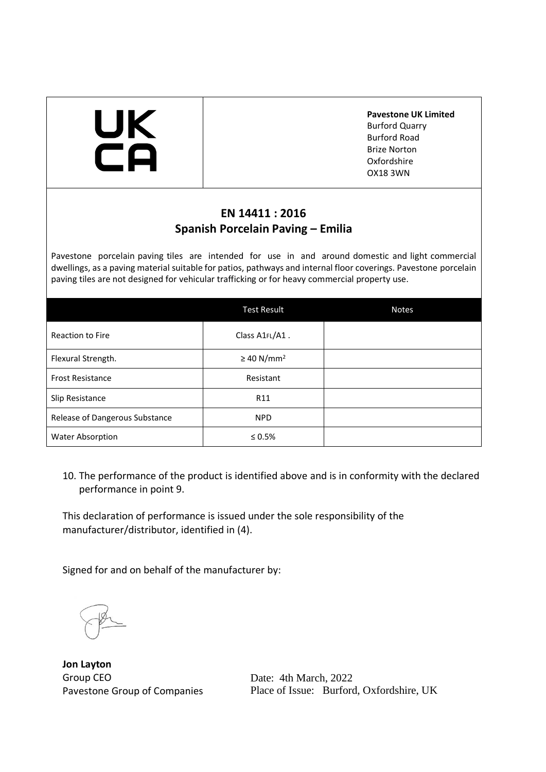UK
CA

**Pavestone UK Limited**
Burford Quarry
Burford Road
Brize Norton
Oxfordshire
OX18 3WN

## EN 14411 : 2016
## Spanish Porcelain Paving – Emilia

Pavestone porcelain paving tiles are intended for use in and around domestic and light commercial dwellings, as a paving material suitable for patios, pathways and internal floor coverings. Pavestone porcelain paving tiles are not designed for vehicular trafficking or for heavy commercial property use.

| | Test Result | Notes |
|---|---|---|
| Reaction to Fire | Class $A1_{FL}$/A1 . | |
| Flexural Strength. | ≥ 40 $N/mm^2$ | |
| Frost Resistance | Resistant | |
| Slip Resistance | R11 | |
| Release of Dangerous Substance | NPD | |
| Water Absorption | ≤ 0.5% | |

10. The performance of the product is identified above and is in conformity with the declared performance in point 9.

This declaration of performance is issued under the sole responsibility of the manufacturer/distributor, identified in (4).

Signed for and on behalf of the manufacturer by:

**Jon Layton**
Group CEO
Pavestone Group of Companies

Date: 4th March, 2022
Place of Issue: Burford, Oxfordshire, UK